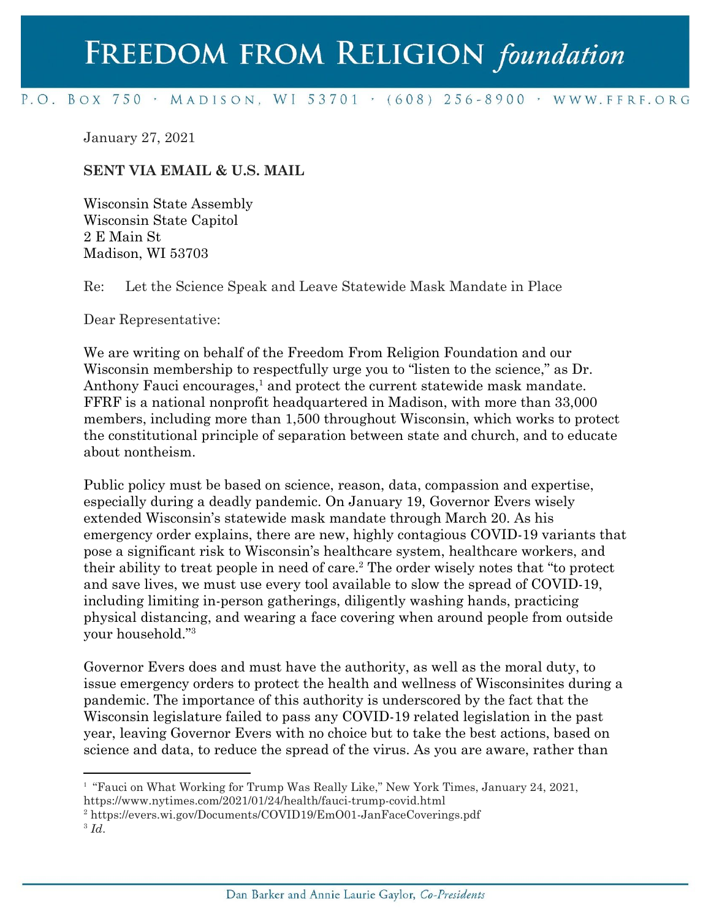# Freedom from Religion *foundation*

P.O. Box 750 · Madison, WI 53701 · (608) 256-8900 · www.ffrf.org

January 27, 2021

**SENT VIA EMAIL & U.S. MAIL**

Wisconsin State Assembly
Wisconsin State Capitol
2 E Main St
Madison, WI 53703

Re: Let the Science Speak and Leave Statewide Mask Mandate in Place

Dear Representative:

We are writing on behalf of the Freedom From Religion Foundation and our Wisconsin membership to respectfully urge you to "listen to the science," as Dr. Anthony Fauci encourages,[1] and protect the current statewide mask mandate. FFRF is a national nonprofit headquartered in Madison, with more than 33,000 members, including more than 1,500 throughout Wisconsin, which works to protect the constitutional principle of separation between state and church, and to educate about nontheism.

Public policy must be based on science, reason, data, compassion and expertise, especially during a deadly pandemic. On January 19, Governor Evers wisely extended Wisconsin's statewide mask mandate through March 20. As his emergency order explains, there are new, highly contagious COVID-19 variants that pose a significant risk to Wisconsin's healthcare system, healthcare workers, and their ability to treat people in need of care.[2] The order wisely notes that "to protect and save lives, we must use every tool available to slow the spread of COVID-19, including limiting in-person gatherings, diligently washing hands, practicing physical distancing, and wearing a face covering when around people from outside your household."[3]

Governor Evers does and must have the authority, as well as the moral duty, to issue emergency orders to protect the health and wellness of Wisconsinites during a pandemic. The importance of this authority is underscored by the fact that the Wisconsin legislature failed to pass any COVID-19 related legislation in the past year, leaving Governor Evers with no choice but to take the best actions, based on science and data, to reduce the spread of the virus. As you are aware, rather than

---

[1] "Fauci on What Working for Trump Was Really Like," New York Times, January 24, 2021, https://www.nytimes.com/2021/01/24/health/fauci-trump-covid.html

[2] https://evers.wi.gov/Documents/COVID19/EmO01-JanFaceCoverings.pdf

[3] *Id.*

Dan Barker and Annie Laurie Gaylor, *Co-Presidents*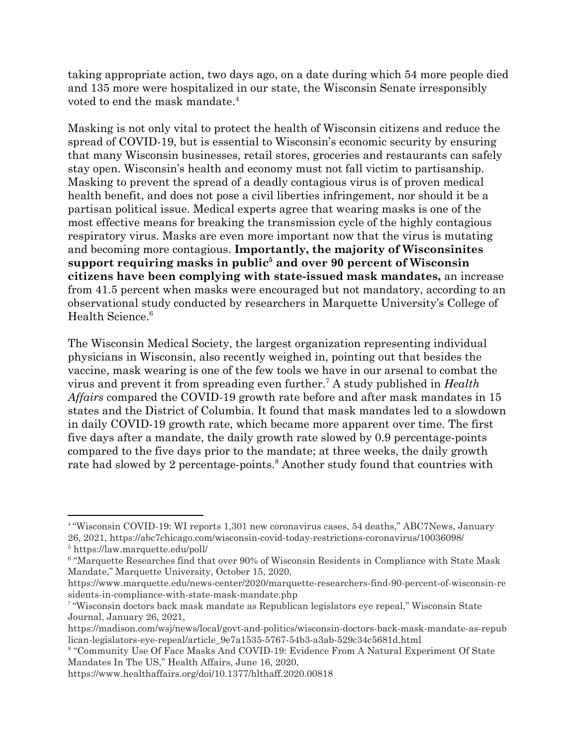taking appropriate action, two days ago, on a date during which 54 more people died and 135 more were hospitalized in our state, the Wisconsin Senate irresponsibly voted to end the mask mandate.[4]

Masking is not only vital to protect the health of Wisconsin citizens and reduce the spread of COVID-19, but is essential to Wisconsin's economic security by ensuring that many Wisconsin businesses, retail stores, groceries and restaurants can safely stay open. Wisconsin's health and economy must not fall victim to partisanship. Masking to prevent the spread of a deadly contagious virus is of proven medical health benefit, and does not pose a civil liberties infringement, nor should it be a partisan political issue. Medical experts agree that wearing masks is one of the most effective means for breaking the transmission cycle of the highly contagious respiratory virus. Masks are even more important now that the virus is mutating and becoming more contagious. **Importantly, the majority of Wisconsinites support requiring masks in public[5] and over 90 percent of Wisconsin citizens have been complying with state-issued mask mandates,** an increase from 41.5 percent when masks were encouraged but not mandatory, according to an observational study conducted by researchers in Marquette University's College of Health Science.[6]

The Wisconsin Medical Society, the largest organization representing individual physicians in Wisconsin, also recently weighed in, pointing out that besides the vaccine, mask wearing is one of the few tools we have in our arsenal to combat the virus and prevent it from spreading even further.[7] A study published in *Health Affairs* compared the COVID-19 growth rate before and after mask mandates in 15 states and the District of Columbia. It found that mask mandates led to a slowdown in daily COVID-19 growth rate, which became more apparent over time. The first five days after a mandate, the daily growth rate slowed by 0.9 percentage-points compared to the five days prior to the mandate; at three weeks, the daily growth rate had slowed by 2 percentage-points.[8] Another study found that countries with

---

[4] "Wisconsin COVID-19: WI reports 1,301 new coronavirus cases, 54 deaths," ABC7News, January 26, 2021, https://abc7chicago.com/wisconsin-covid-today-restrictions-coronavirus/10036098/

[5] https://law.marquette.edu/poll/

[6] "Marquette Researches find that over 90% of Wisconsin Residents in Compliance with State Mask Mandate," Marquette University, October 15, 2020, https://www.marquette.edu/news-center/2020/marquette-researchers-find-90-percent-of-wisconsin-residents-in-compliance-with-state-mask-mandate.php

[7] "Wisconsin doctors back mask mandate as Republican legislators eye repeal," Wisconsin State Journal, January 26, 2021, https://madison.com/wsj/news/local/govt-and-politics/wisconsin-doctors-back-mask-mandate-as-republican-legislators-eye-repeal/article_9e7a1535-5767-54b3-a3ab-529c34c5681d.html

[8] "Community Use Of Face Masks And COVID-19: Evidence From A Natural Experiment Of State Mandates In The US," Health Affairs, June 16, 2020, https://www.healthaffairs.org/doi/10.1377/hlthaff.2020.00818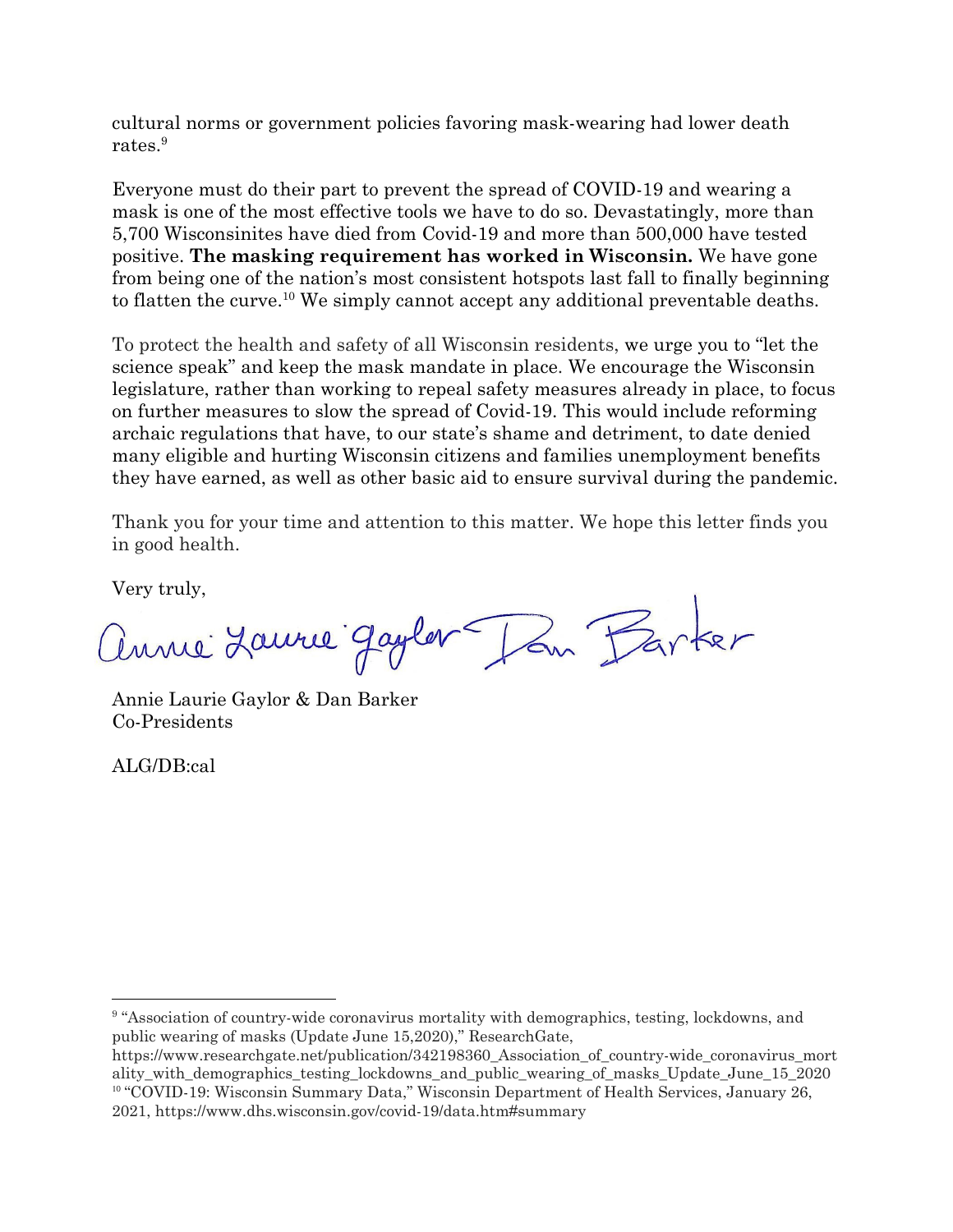cultural norms or government policies favoring mask-wearing had lower death rates.[9]

Everyone must do their part to prevent the spread of COVID-19 and wearing a mask is one of the most effective tools we have to do so. Devastatingly, more than 5,700 Wisconsinites have died from Covid-19 and more than 500,000 have tested positive. **The masking requirement has worked in Wisconsin.** We have gone from being one of the nation's most consistent hotspots last fall to finally beginning to flatten the curve.[10] We simply cannot accept any additional preventable deaths.

To protect the health and safety of all Wisconsin residents, we urge you to "let the science speak" and keep the mask mandate in place. We encourage the Wisconsin legislature, rather than working to repeal safety measures already in place, to focus on further measures to slow the spread of Covid-19. This would include reforming archaic regulations that have, to our state's shame and detriment, to date denied many eligible and hurting Wisconsin citizens and families unemployment benefits they have earned, as well as other basic aid to ensure survival during the pandemic.

Thank you for your time and attention to this matter. We hope this letter finds you in good health.

Very truly,

Annie Laurie Gaylor & Dan Barker
Co-Presidents

ALG/DB:cal

---

[9] "Association of country-wide coronavirus mortality with demographics, testing, lockdowns, and public wearing of masks (Update June 15,2020)," ResearchGate, https://www.researchgate.net/publication/342198360_Association_of_country-wide_coronavirus_mortality_with_demographics_testing_lockdowns_and_public_wearing_of_masks_Update_June_15_2020

[10] "COVID-19: Wisconsin Summary Data," Wisconsin Department of Health Services, January 26, 2021, https://www.dhs.wisconsin.gov/covid-19/data.htm#summary